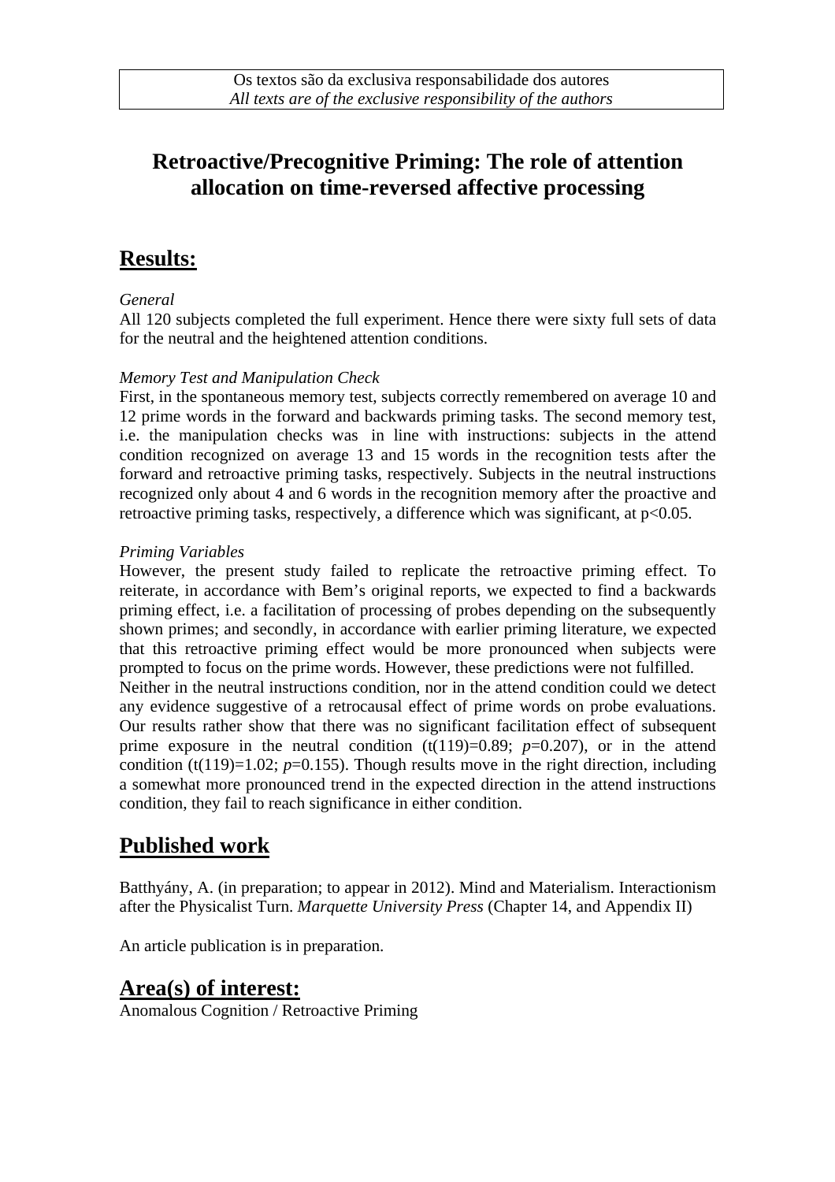Os textos são da exclusiva responsabilidade dos autores
*All texts are of the exclusive responsibility of the authors*

# Retroactive/Precognitive Priming: The role of attention allocation on time-reversed affective processing

## Results:

*General*

All 120 subjects completed the full experiment. Hence there were sixty full sets of data for the neutral and the heightened attention conditions.

*Memory Test and Manipulation Check*

First, in the spontaneous memory test, subjects correctly remembered on average 10 and 12 prime words in the forward and backwards priming tasks. The second memory test, i.e. the manipulation checks was in line with instructions: subjects in the attend condition recognized on average 13 and 15 words in the recognition tests after the forward and retroactive priming tasks, respectively. Subjects in the neutral instructions recognized only about 4 and 6 words in the recognition memory after the proactive and retroactive priming tasks, respectively, a difference which was significant, at $p<0.05$.

*Priming Variables*

However, the present study failed to replicate the retroactive priming effect. To reiterate, in accordance with Bem's original reports, we expected to find a backwards priming effect, i.e. a facilitation of processing of probes depending on the subsequently shown primes; and secondly, in accordance with earlier priming literature, we expected that this retroactive priming effect would be more pronounced when subjects were prompted to focus on the prime words. However, these predictions were not fulfilled.

Neither in the neutral instructions condition, nor in the attend condition could we detect any evidence suggestive of a retrocausal effect of prime words on probe evaluations. Our results rather show that there was no significant facilitation effect of subsequent prime exposure in the neutral condition ($t(119)=0.89$; $p=0.207$), or in the attend condition ($t(119)=1.02$; $p=0.155$). Though results move in the right direction, including a somewhat more pronounced trend in the expected direction in the attend instructions condition, they fail to reach significance in either condition.

## Published work

Batthyány, A. (in preparation; to appear in 2012). Mind and Materialism. Interactionism after the Physicalist Turn. *Marquette University Press* (Chapter 14, and Appendix II)

An article publication is in preparation.

## Area(s) of interest:

Anomalous Cognition / Retroactive Priming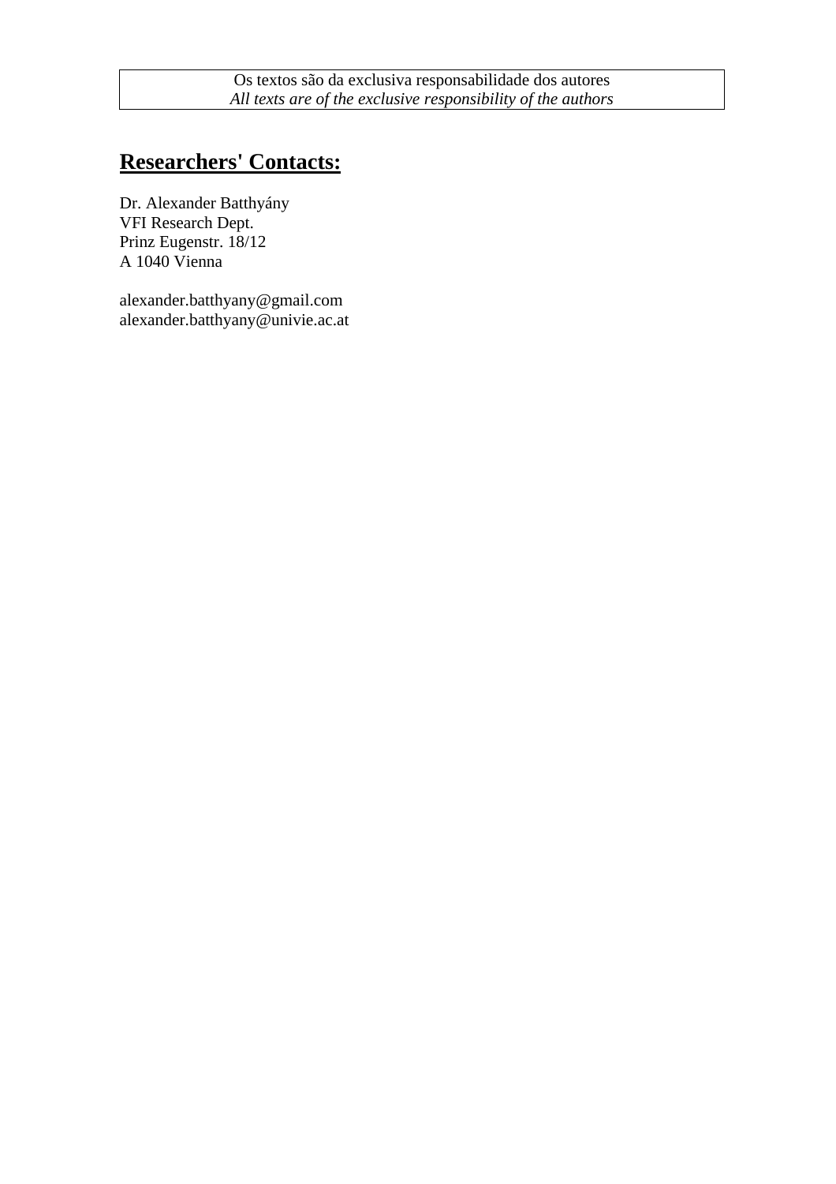Os textos são da exclusiva responsabilidade dos autores
*All texts are of the exclusive responsibility of the authors*

## **Researchers' Contacts:**

Dr. Alexander Batthyány
VFI Research Dept.
Prinz Eugenstr. 18/12
A 1040 Vienna

alexander.batthyany@gmail.com
alexander.batthyany@univie.ac.at